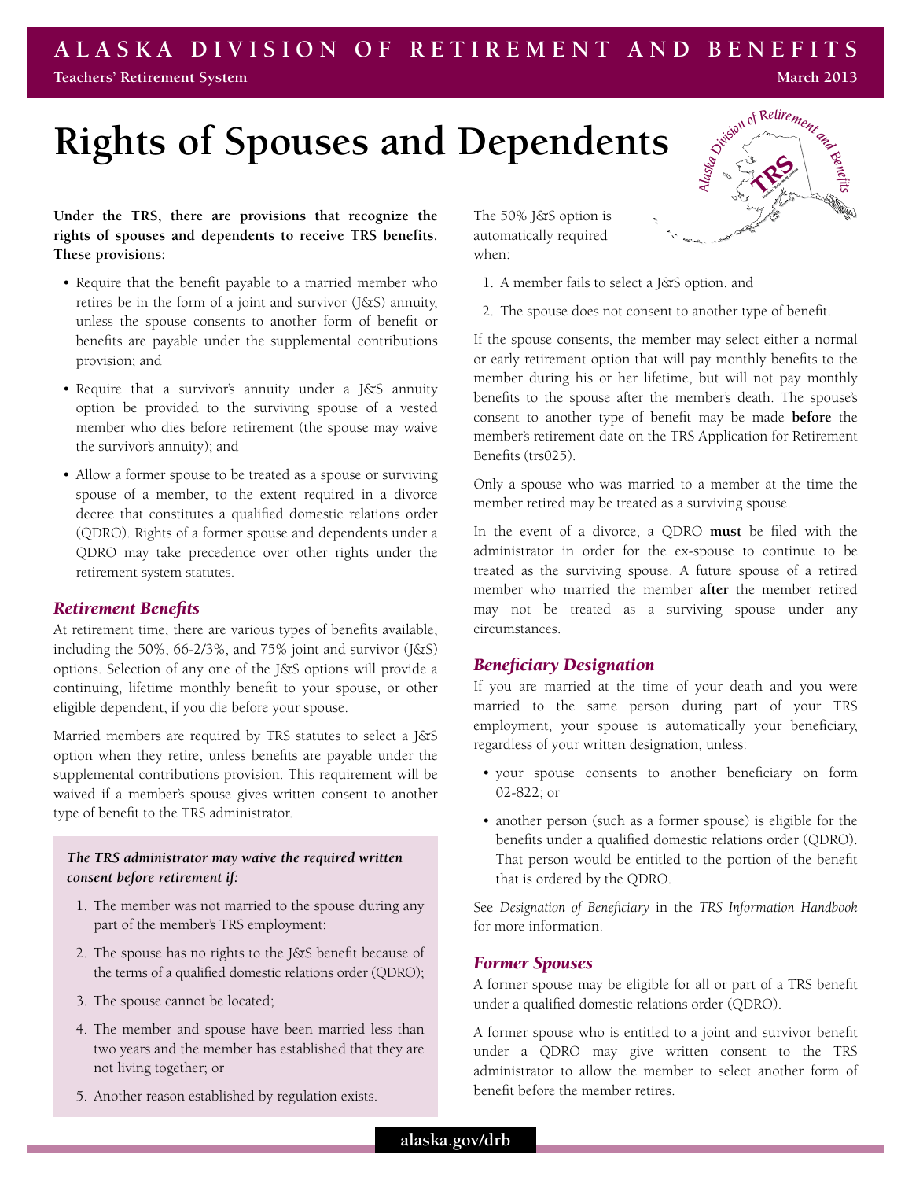# Rights of Spouses and Dependents

**Under the TRS, there are provisions that recognize the rights of spouses and dependents to receive TRS benefits. These provisions:**

- Require that the benefit payable to a married member who retires be in the form of a joint and survivor (J&S) annuity, unless the spouse consents to another form of benefit or benefits are payable under the supplemental contributions provision; and
- Require that a survivor's annuity under a J&S annuity option be provided to the surviving spouse of a vested member who dies before retirement (the spouse may waive the survivor's annuity); and
- Allow a former spouse to be treated as a spouse or surviving spouse of a member, to the extent required in a divorce decree that constitutes a qualified domestic relations order (QDRO). Rights of a former spouse and dependents under a QDRO may take precedence over other rights under the retirement system statutes.

## *Retirement Benefits*

At retirement time, there are various types of benefits available, including the 50%, 66-2/3%, and 75% joint and survivor (J&S) options. Selection of any one of the J&S options will provide a continuing, lifetime monthly benefit to your spouse, or other eligible dependent, if you die before your spouse.

Married members are required by TRS statutes to select a J&S option when they retire, unless benefits are payable under the supplemental contributions provision. This requirement will be waived if a member's spouse gives written consent to another type of benefit to the TRS administrator.

***The TRS administrator may waive the required written consent before retirement if:***

1. The member was not married to the spouse during any part of the member's TRS employment;
2. The spouse has no rights to the J&S benefit because of the terms of a qualified domestic relations order (QDRO);
3. The spouse cannot be located;
4. The member and spouse have been married less than two years and the member has established that they are not living together; or
5. Another reason established by regulation exists.

The 50% J&S option is automatically required when:

1. A member fails to select a J&S option, and
2. The spouse does not consent to another type of benefit.

If the spouse consents, the member may select either a normal or early retirement option that will pay monthly benefits to the member during his or her lifetime, but will not pay monthly benefits to the spouse after the member's death. The spouse's consent to another type of benefit may be made **before** the member's retirement date on the TRS Application for Retirement Benefits (trs025).

Only a spouse who was married to a member at the time the member retired may be treated as a surviving spouse.

In the event of a divorce, a QDRO **must** be filed with the administrator in order for the ex-spouse to continue to be treated as the surviving spouse. A future spouse of a retired member who married the member **after** the member retired may not be treated as a surviving spouse under any circumstances.

## *Beneficiary Designation*

If you are married at the time of your death and you were married to the same person during part of your TRS employment, your spouse is automatically your beneficiary, regardless of your written designation, unless:

- your spouse consents to another beneficiary on form 02-822; or
- another person (such as a former spouse) is eligible for the benefits under a qualified domestic relations order (QDRO). That person would be entitled to the portion of the benefit that is ordered by the QDRO.

See *Designation of Beneficiary* in the *TRS Information Handbook* for more information.

## *Former Spouses*

A former spouse may be eligible for all or part of a TRS benefit under a qualified domestic relations order (QDRO).

A former spouse who is entitled to a joint and survivor benefit under a QDRO may give written consent to the TRS administrator to allow the member to select another form of benefit before the member retires.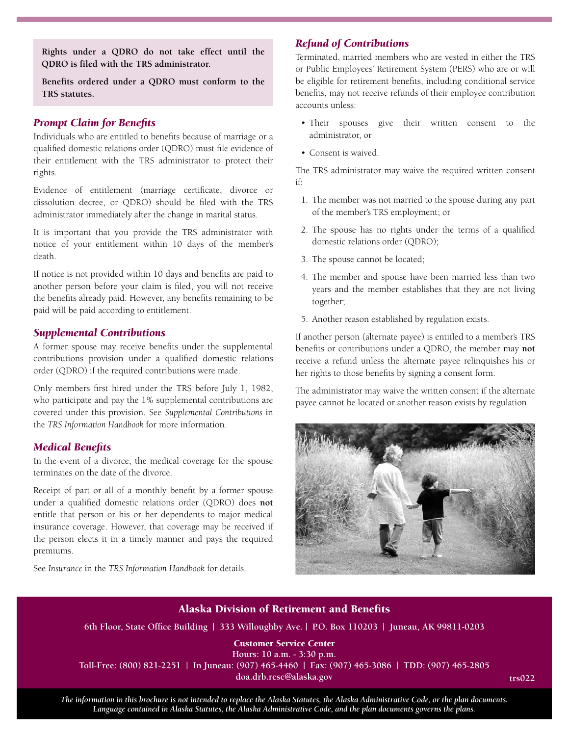**Rights under a QDRO do not take effect until the QDRO is filed with the TRS administrator.**

**Benefits ordered under a QDRO must conform to the TRS statutes.**

## *Prompt Claim for Benefits*

Individuals who are entitled to benefits because of marriage or a qualified domestic relations order (QDRO) must file evidence of their entitlement with the TRS administrator to protect their rights.

Evidence of entitlement (marriage certificate, divorce or dissolution decree, or QDRO) should be filed with the TRS administrator immediately after the change in marital status.

It is important that you provide the TRS administrator with notice of your entitlement within 10 days of the member's death.

If notice is not provided within 10 days and benefits are paid to another person before your claim is filed, you will not receive the benefits already paid. However, any benefits remaining to be paid will be paid according to entitlement.

## *Supplemental Contributions*

A former spouse may receive benefits under the supplemental contributions provision under a qualified domestic relations order (QDRO) if the required contributions were made.

Only members first hired under the TRS before July 1, 1982, who participate and pay the 1% supplemental contributions are covered under this provision. See *Supplemental Contributions* in the *TRS Information Handbook* for more information.

## *Medical Benefits*

In the event of a divorce, the medical coverage for the spouse terminates on the date of the divorce.

Receipt of part or all of a monthly benefit by a former spouse under a qualified domestic relations order (QDRO) does **not** entitle that person or his or her dependents to major medical insurance coverage. However, that coverage may be received if the person elects it in a timely manner and pays the required premiums.

See *Insurance* in the *TRS Information Handbook* for details.

## *Refund of Contributions*

Terminated, married members who are vested in either the TRS or Public Employees' Retirement System (PERS) who are or will be eligible for retirement benefits, including conditional service benefits, may not receive refunds of their employee contribution accounts unless:

- Their spouses give their written consent to the administrator, or
- Consent is waived.

The TRS administrator may waive the required written consent if:

1. The member was not married to the spouse during any part of the member's TRS employment; or
2. The spouse has no rights under the terms of a qualified domestic relations order (QDRO);
3. The spouse cannot be located;
4. The member and spouse have been married less than two years and the member establishes that they are not living together;
5. Another reason established by regulation exists.

If another person (alternate payee) is entitled to a member's TRS benefits or contributions under a QDRO, the member may **not** receive a refund unless the alternate payee relinquishes his or her rights to those benefits by signing a consent form.

The administrator may waive the written consent if the alternate payee cannot be located or another reason exists by regulation.

**Alaska Division of Retirement and Benefits**

**6th Floor, State Office Building | 333 Willoughby Ave. | P.O. Box 110203 | Juneau, AK 99811-0203**

**Customer Service Center**
**Hours: 10 a.m. - 3:30 p.m.**
**Toll-Free: (800) 821-2251 | In Juneau: (907) 465-4460 | Fax: (907) 465-3086 | TDD: (907) 465-2805**
**doa.drb.rcsc@alaska.gov**

trs022

***The information in this brochure is not intended to replace the Alaska Statutes, the Alaska Administrative Code, or the plan documents. Language contained in Alaska Statutes, the Alaska Administrative Code, and the plan documents governs the plans.***